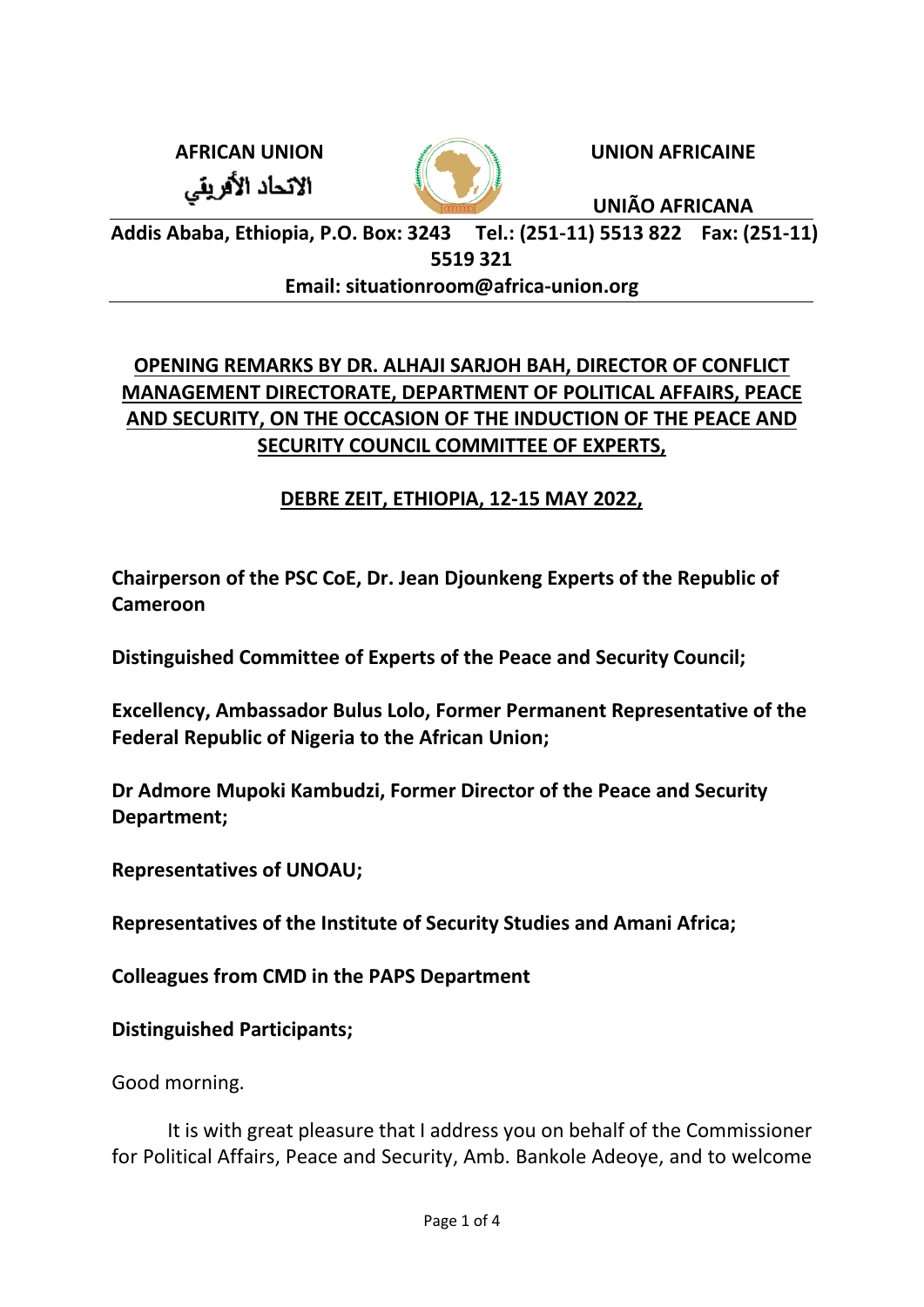**AFRICAN UNION** **UNION AFRICAINE**

**الاتحاد الأفريقي** **UNIÃO AFRICANA**

**Addis Ababa, Ethiopia, P.O. Box: 3243 Tel.: (251-11) 5513 822 Fax: (251-11) 5519 321**

**Email: situationroom@africa-union.org**

**OPENING REMARKS BY DR. ALHAJI SARJOH BAH, DIRECTOR OF CONFLICT MANAGEMENT DIRECTORATE, DEPARTMENT OF POLITICAL AFFAIRS, PEACE AND SECURITY, ON THE OCCASION OF THE INDUCTION OF THE PEACE AND SECURITY COUNCIL COMMITTEE OF EXPERTS,**

**DEBRE ZEIT, ETHIOPIA, 12-15 MAY 2022,**

**Chairperson of the PSC CoE, Dr. Jean Djounkeng Experts of the Republic of Cameroon**

**Distinguished Committee of Experts of the Peace and Security Council;**

**Excellency, Ambassador Bulus Lolo, Former Permanent Representative of the Federal Republic of Nigeria to the African Union;**

**Dr Admore Mupoki Kambudzi, Former Director of the Peace and Security Department;**

**Representatives of UNOAU;**

**Representatives of the Institute of Security Studies and Amani Africa;**

**Colleagues from CMD in the PAPS Department**

**Distinguished Participants;**

Good morning.

It is with great pleasure that I address you on behalf of the Commissioner for Political Affairs, Peace and Security, Amb. Bankole Adeoye, and to welcome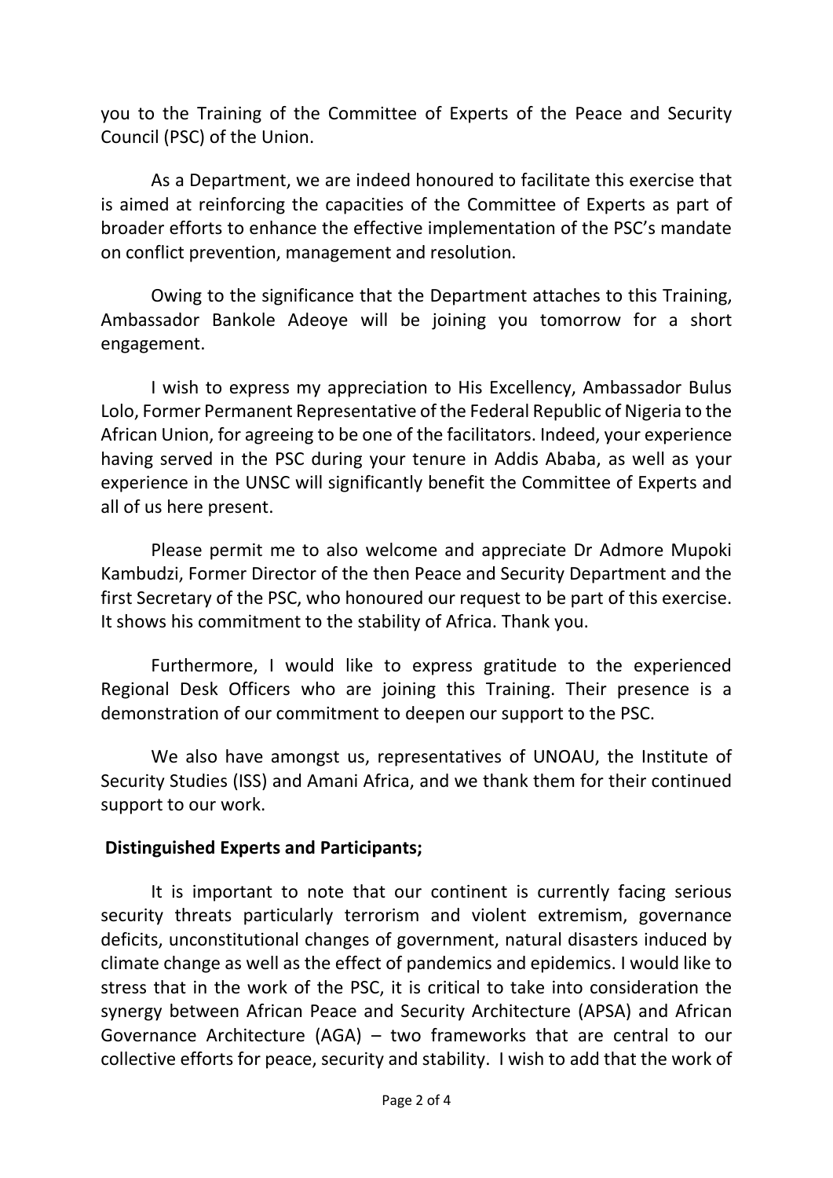you to the Training of the Committee of Experts of the Peace and Security Council (PSC) of the Union.

As a Department, we are indeed honoured to facilitate this exercise that is aimed at reinforcing the capacities of the Committee of Experts as part of broader efforts to enhance the effective implementation of the PSC's mandate on conflict prevention, management and resolution.

Owing to the significance that the Department attaches to this Training, Ambassador Bankole Adeoye will be joining you tomorrow for a short engagement.

I wish to express my appreciation to His Excellency, Ambassador Bulus Lolo, Former Permanent Representative of the Federal Republic of Nigeria to the African Union, for agreeing to be one of the facilitators. Indeed, your experience having served in the PSC during your tenure in Addis Ababa, as well as your experience in the UNSC will significantly benefit the Committee of Experts and all of us here present.

Please permit me to also welcome and appreciate Dr Admore Mupoki Kambudzi, Former Director of the then Peace and Security Department and the first Secretary of the PSC, who honoured our request to be part of this exercise. It shows his commitment to the stability of Africa. Thank you.

Furthermore, I would like to express gratitude to the experienced Regional Desk Officers who are joining this Training. Their presence is a demonstration of our commitment to deepen our support to the PSC.

We also have amongst us, representatives of UNOAU, the Institute of Security Studies (ISS) and Amani Africa, and we thank them for their continued support to our work.

**Distinguished Experts and Participants;**

It is important to note that our continent is currently facing serious security threats particularly terrorism and violent extremism, governance deficits, unconstitutional changes of government, natural disasters induced by climate change as well as the effect of pandemics and epidemics. I would like to stress that in the work of the PSC, it is critical to take into consideration the synergy between African Peace and Security Architecture (APSA) and African Governance Architecture (AGA) – two frameworks that are central to our collective efforts for peace, security and stability. I wish to add that the work of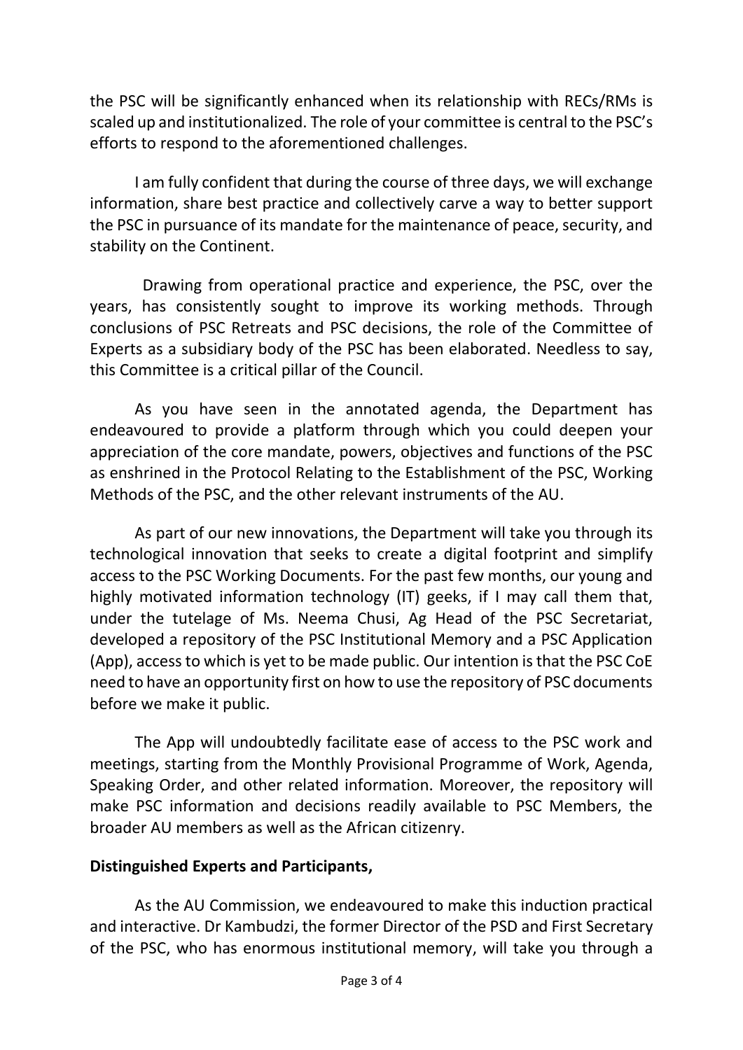the PSC will be significantly enhanced when its relationship with RECs/RMs is scaled up and institutionalized. The role of your committee is central to the PSC's efforts to respond to the aforementioned challenges.

I am fully confident that during the course of three days, we will exchange information, share best practice and collectively carve a way to better support the PSC in pursuance of its mandate for the maintenance of peace, security, and stability on the Continent.

Drawing from operational practice and experience, the PSC, over the years, has consistently sought to improve its working methods. Through conclusions of PSC Retreats and PSC decisions, the role of the Committee of Experts as a subsidiary body of the PSC has been elaborated. Needless to say, this Committee is a critical pillar of the Council.

As you have seen in the annotated agenda, the Department has endeavoured to provide a platform through which you could deepen your appreciation of the core mandate, powers, objectives and functions of the PSC as enshrined in the Protocol Relating to the Establishment of the PSC, Working Methods of the PSC, and the other relevant instruments of the AU.

As part of our new innovations, the Department will take you through its technological innovation that seeks to create a digital footprint and simplify access to the PSC Working Documents. For the past few months, our young and highly motivated information technology (IT) geeks, if I may call them that, under the tutelage of Ms. Neema Chusi, Ag Head of the PSC Secretariat, developed a repository of the PSC Institutional Memory and a PSC Application (App), access to which is yet to be made public. Our intention is that the PSC CoE need to have an opportunity first on how to use the repository of PSC documents before we make it public.

The App will undoubtedly facilitate ease of access to the PSC work and meetings, starting from the Monthly Provisional Programme of Work, Agenda, Speaking Order, and other related information. Moreover, the repository will make PSC information and decisions readily available to PSC Members, the broader AU members as well as the African citizenry.

**Distinguished Experts and Participants,**

As the AU Commission, we endeavoured to make this induction practical and interactive. Dr Kambudzi, the former Director of the PSD and First Secretary of the PSC, who has enormous institutional memory, will take you through a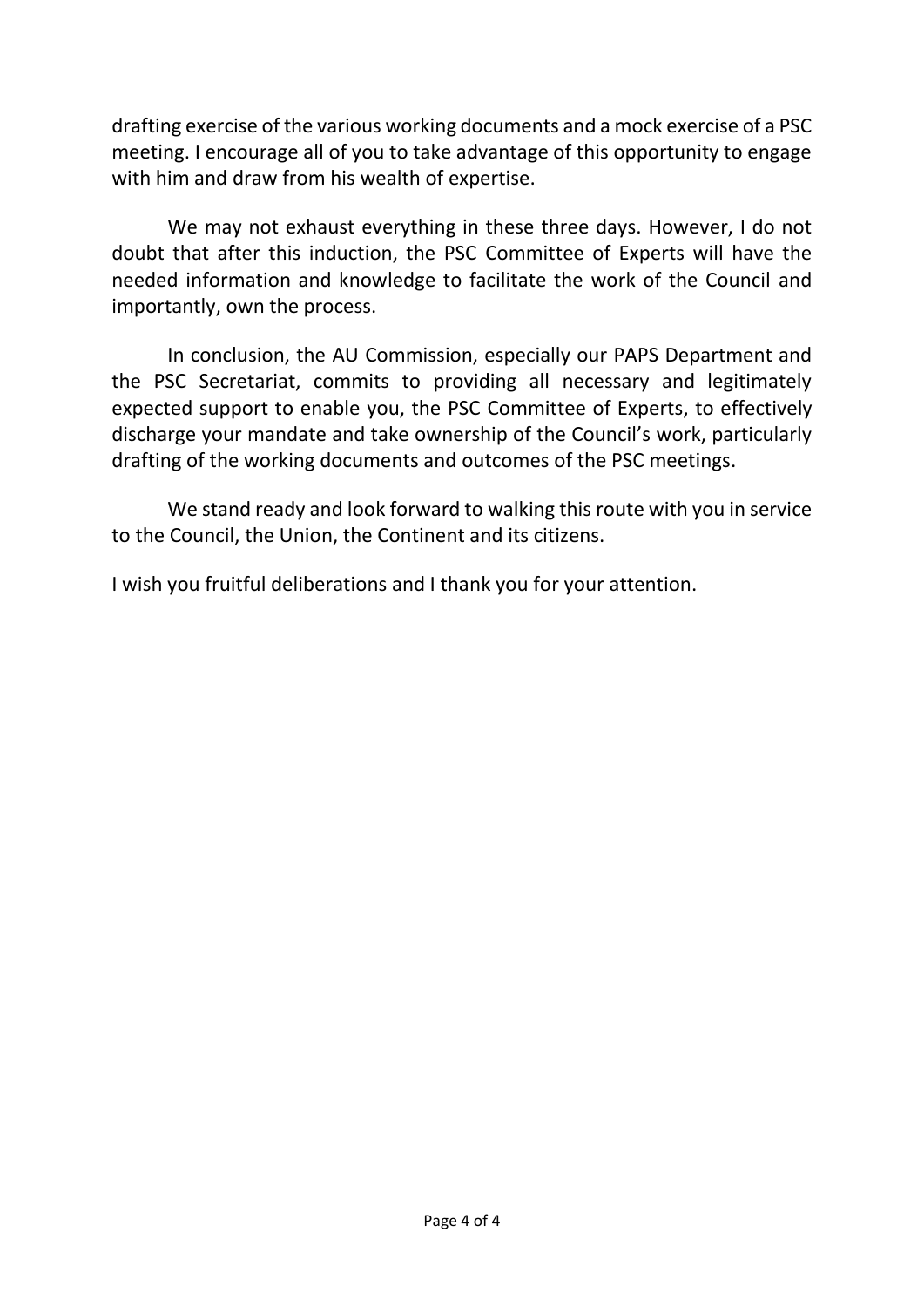drafting exercise of the various working documents and a mock exercise of a PSC meeting. I encourage all of you to take advantage of this opportunity to engage with him and draw from his wealth of expertise.

We may not exhaust everything in these three days. However, I do not doubt that after this induction, the PSC Committee of Experts will have the needed information and knowledge to facilitate the work of the Council and importantly, own the process.

In conclusion, the AU Commission, especially our PAPS Department and the PSC Secretariat, commits to providing all necessary and legitimately expected support to enable you, the PSC Committee of Experts, to effectively discharge your mandate and take ownership of the Council's work, particularly drafting of the working documents and outcomes of the PSC meetings.

We stand ready and look forward to walking this route with you in service to the Council, the Union, the Continent and its citizens.

I wish you fruitful deliberations and I thank you for your attention.